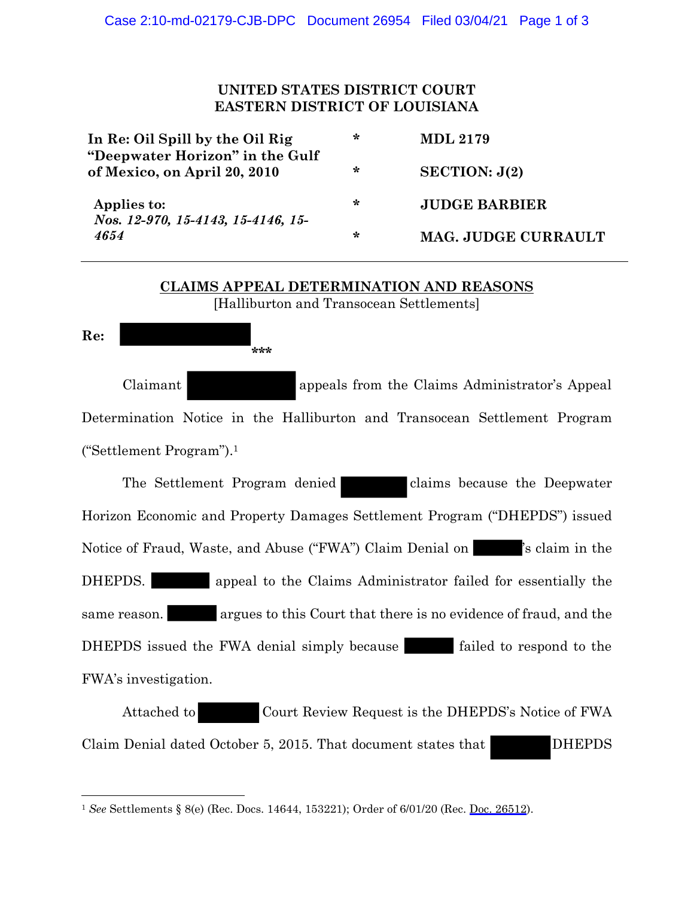**UNITED STATES DISTRICT COURT**
**EASTERN DISTRICT OF LOUISIANA**

| | | |
|---|---|---|
| **In Re: Oil Spill by the Oil Rig "Deepwater Horizon" in the Gulf of Mexico, on April 20, 2010** | * | **MDL 2179** |
| | * | **SECTION: J(2)** |
| **Applies to:** *Nos. 12-970, 15-4143, 15-4146, 15-4654* | * | **JUDGE BARBIER** |
| | * | **MAG. JUDGE CURRAULT** |

## CLAIMS APPEAL DETERMINATION AND REASONS

[Halliburton and Transocean Settlements]

**Re:** ██████████ **\*\*\***

Claimant ██████████ appeals from the Claims Administrator's Appeal Determination Notice in the Halliburton and Transocean Settlement Program ("Settlement Program").[1]

The Settlement Program denied ██████ claims because the Deepwater Horizon Economic and Property Damages Settlement Program ("DHEPDS") issued Notice of Fraud, Waste, and Abuse ("FWA") Claim Denial on ██████'s claim in the DHEPDS. ██████ appeal to the Claims Administrator failed for essentially the same reason. ██████ argues to this Court that there is no evidence of fraud, and the DHEPDS issued the FWA denial simply because ██████ failed to respond to the FWA's investigation.

Attached to ██████ Court Review Request is the DHEPDS's Notice of FWA Claim Denial dated October 5, 2015. That document states that ██████ DHEPDS

---

[1] *See* Settlements § 8(e) (Rec. Docs. 14644, 153221); Order of 6/01/20 (Rec. Doc. 26512).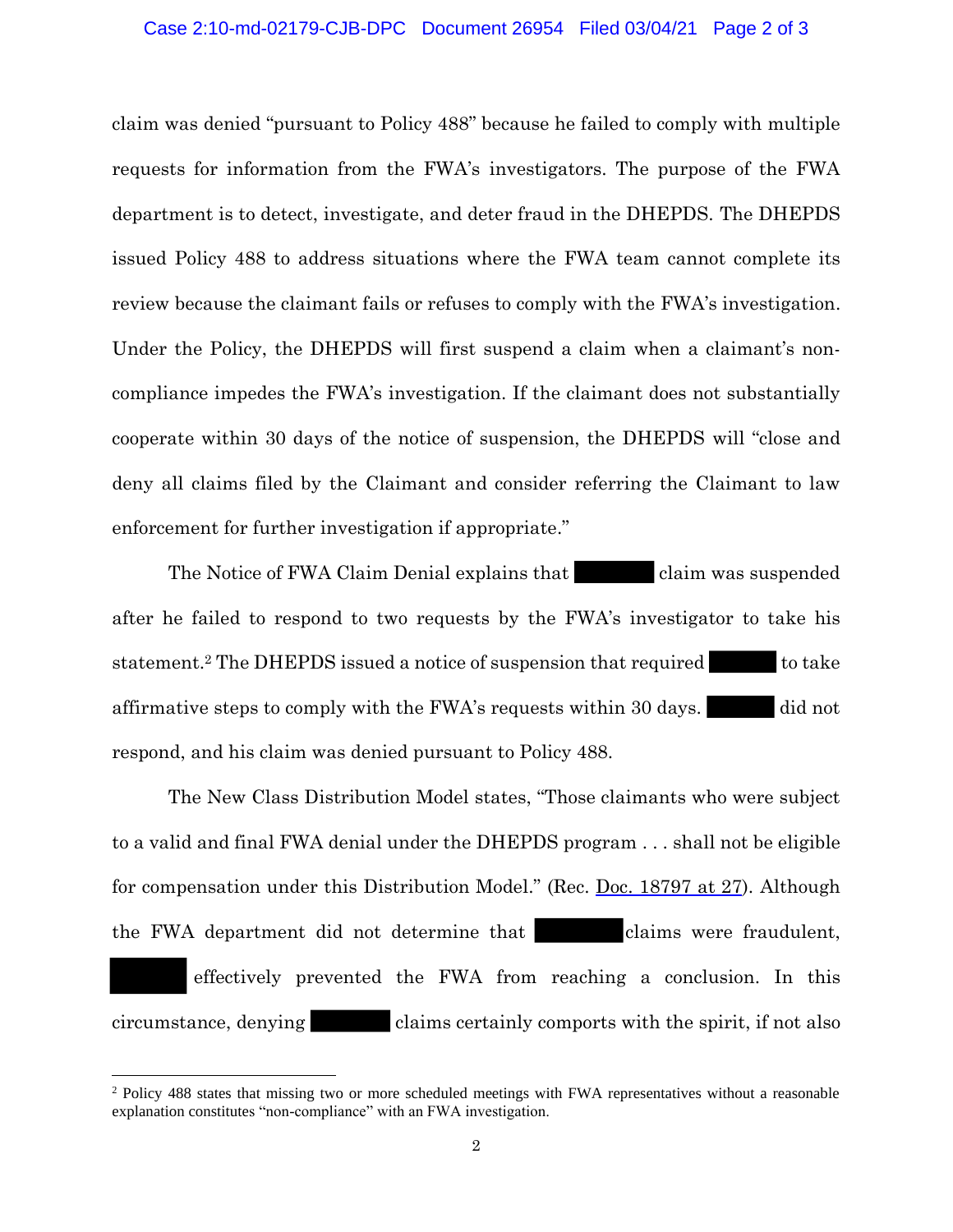claim was denied "pursuant to Policy 488" because he failed to comply with multiple requests for information from the FWA's investigators. The purpose of the FWA department is to detect, investigate, and deter fraud in the DHEPDS. The DHEPDS issued Policy 488 to address situations where the FWA team cannot complete its review because the claimant fails or refuses to comply with the FWA's investigation. Under the Policy, the DHEPDS will first suspend a claim when a claimant's non-compliance impedes the FWA's investigation. If the claimant does not substantially cooperate within 30 days of the notice of suspension, the DHEPDS will "close and deny all claims filed by the Claimant and consider referring the Claimant to law enforcement for further investigation if appropriate."

The Notice of FWA Claim Denial explains that ████ claim was suspended after he failed to respond to two requests by the FWA's investigator to take his statement.[2] The DHEPDS issued a notice of suspension that required ████ to take affirmative steps to comply with the FWA's requests within 30 days. ████ did not respond, and his claim was denied pursuant to Policy 488.

The New Class Distribution Model states, "Those claimants who were subject to a valid and final FWA denial under the DHEPDS program . . . shall not be eligible for compensation under this Distribution Model." (Rec. Doc. 18797 at 27). Although the FWA department did not determine that ████ claims were fraudulent, ████ effectively prevented the FWA from reaching a conclusion. In this circumstance, denying ████ claims certainly comports with the spirit, if not also

[2] Policy 488 states that missing two or more scheduled meetings with FWA representatives without a reasonable explanation constitutes "non-compliance" with an FWA investigation.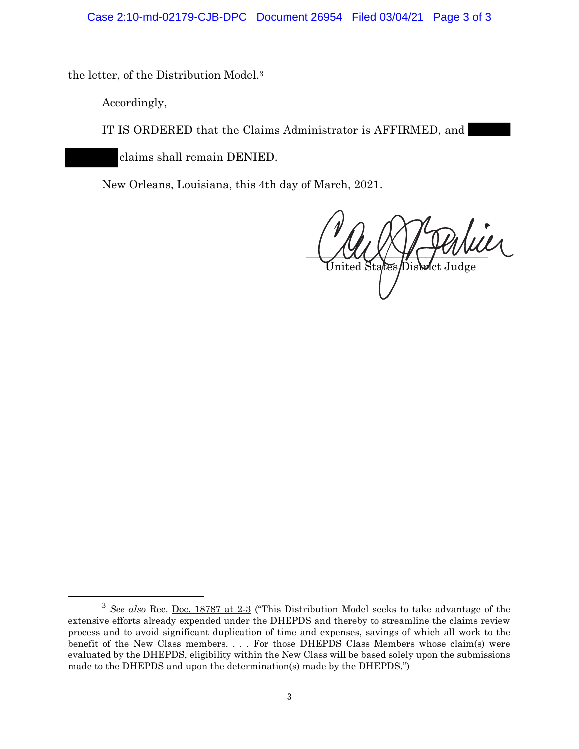the letter, of the Distribution Model.[3]

Accordingly,

IT IS ORDERED that the Claims Administrator is AFFIRMED, and ██████ ██████ claims shall remain DENIED.

New Orleans, Louisiana, this 4th day of March, 2021.

United States District Judge

---

[3] *See also* Rec. Doc. 18787 at 2-3 ("This Distribution Model seeks to take advantage of the extensive efforts already expended under the DHEPDS and thereby to streamline the claims review process and to avoid significant duplication of time and expenses, savings of which all work to the benefit of the New Class members. . . . For those DHEPDS Class Members whose claim(s) were evaluated by the DHEPDS, eligibility within the New Class will be based solely upon the submissions made to the DHEPDS and upon the determination(s) made by the DHEPDS.")